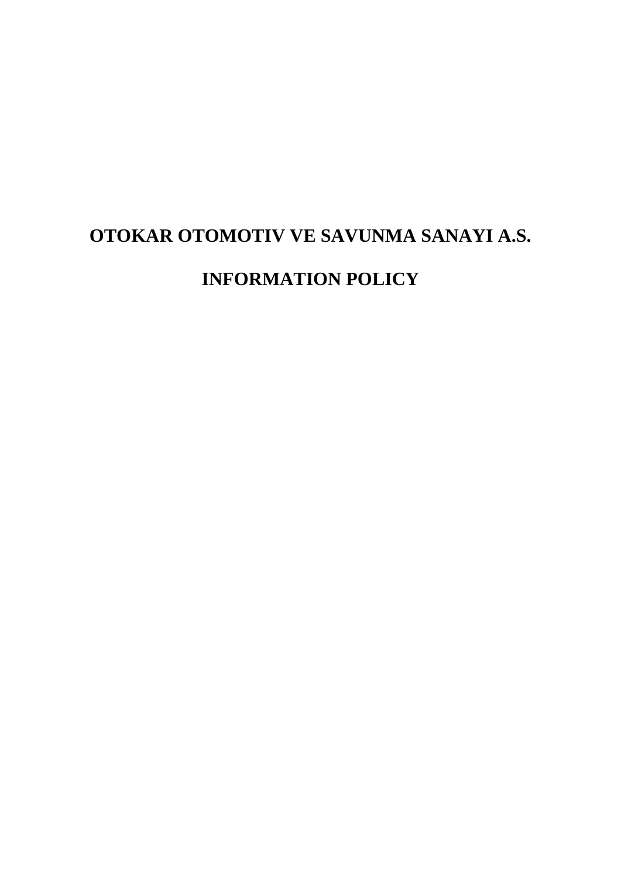# OTOKAR OTOMOTIV VE SAVUNMA SANAYI A.S.

# INFORMATION POLICY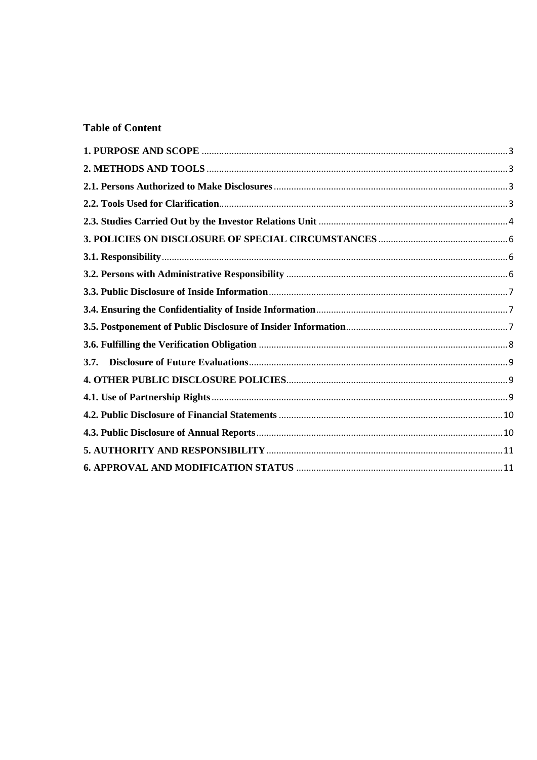## Table of Content

**1. PURPOSE AND SCOPE** ........ 3

**2. METHODS AND TOOLS** ........ 3

**2.1. Persons Authorized to Make Disclosures** ........ 3

**2.2. Tools Used for Clarification** ........ 3

**2.3. Studies Carried Out by the Investor Relations Unit** ........ 4

**3. POLICIES ON DISCLOSURE OF SPECIAL CIRCUMSTANCES** ........ 6

**3.1. Responsibility** ........ 6

**3.2. Persons with Administrative Responsibility** ........ 6

**3.3. Public Disclosure of Inside Information** ........ 7

**3.4. Ensuring the Confidentiality of Inside Information** ........ 7

**3.5. Postponement of Public Disclosure of Insider Information** ........ 7

**3.6. Fulfilling the Verification Obligation** ........ 8

**3.7. Disclosure of Future Evaluations** ........ 9

**4. OTHER PUBLIC DISCLOSURE POLICIES** ........ 9

**4.1. Use of Partnership Rights** ........ 9

**4.2. Public Disclosure of Financial Statements** ........ 10

**4.3. Public Disclosure of Annual Reports** ........ 10

**5. AUTHORITY AND RESPONSIBILITY** ........ 11

**6. APPROVAL AND MODIFICATION STATUS** ........ 11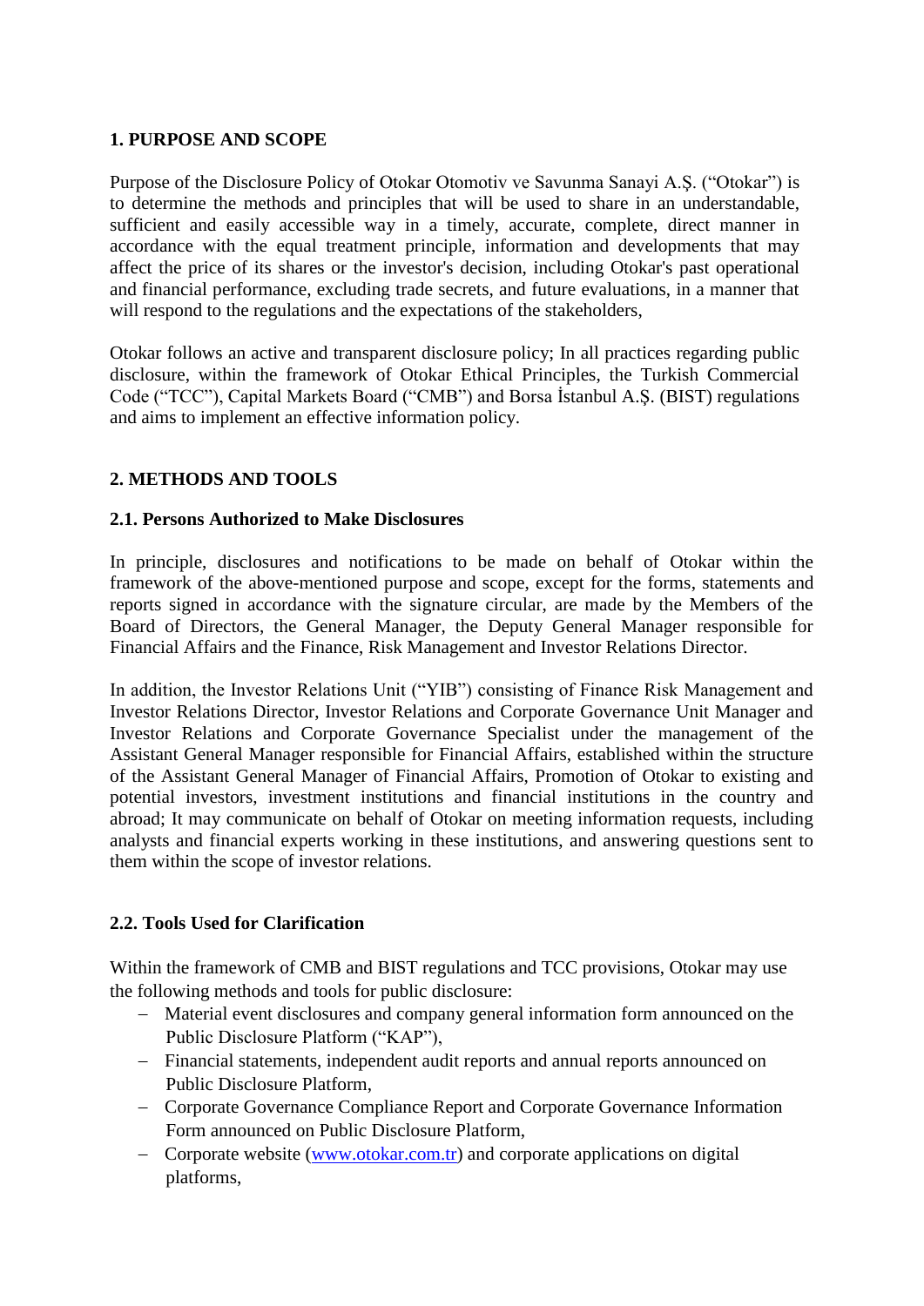## 1. PURPOSE AND SCOPE

Purpose of the Disclosure Policy of Otokar Otomotiv ve Savunma Sanayi A.Ş. ("Otokar") is to determine the methods and principles that will be used to share in an understandable, sufficient and easily accessible way in a timely, accurate, complete, direct manner in accordance with the equal treatment principle, information and developments that may affect the price of its shares or the investor's decision, including Otokar's past operational and financial performance, excluding trade secrets, and future evaluations, in a manner that will respond to the regulations and the expectations of the stakeholders,

Otokar follows an active and transparent disclosure policy; In all practices regarding public disclosure, within the framework of Otokar Ethical Principles, the Turkish Commercial Code ("TCC"), Capital Markets Board ("CMB") and Borsa İstanbul A.Ş. (BIST) regulations and aims to implement an effective information policy.

## 2. METHODS AND TOOLS

### 2.1. Persons Authorized to Make Disclosures

In principle, disclosures and notifications to be made on behalf of Otokar within the framework of the above-mentioned purpose and scope, except for the forms, statements and reports signed in accordance with the signature circular, are made by the Members of the Board of Directors, the General Manager, the Deputy General Manager responsible for Financial Affairs and the Finance, Risk Management and Investor Relations Director.

In addition, the Investor Relations Unit ("YIB") consisting of Finance Risk Management and Investor Relations Director, Investor Relations and Corporate Governance Unit Manager and Investor Relations and Corporate Governance Specialist under the management of the Assistant General Manager responsible for Financial Affairs, established within the structure of the Assistant General Manager of Financial Affairs, Promotion of Otokar to existing and potential investors, investment institutions and financial institutions in the country and abroad; It may communicate on behalf of Otokar on meeting information requests, including analysts and financial experts working in these institutions, and answering questions sent to them within the scope of investor relations.

### 2.2. Tools Used for Clarification

Within the framework of CMB and BIST regulations and TCC provisions, Otokar may use the following methods and tools for public disclosure:

- Material event disclosures and company general information form announced on the Public Disclosure Platform ("KAP"),
- Financial statements, independent audit reports and annual reports announced on Public Disclosure Platform,
- Corporate Governance Compliance Report and Corporate Governance Information Form announced on Public Disclosure Platform,
- Corporate website (www.otokar.com.tr) and corporate applications on digital platforms,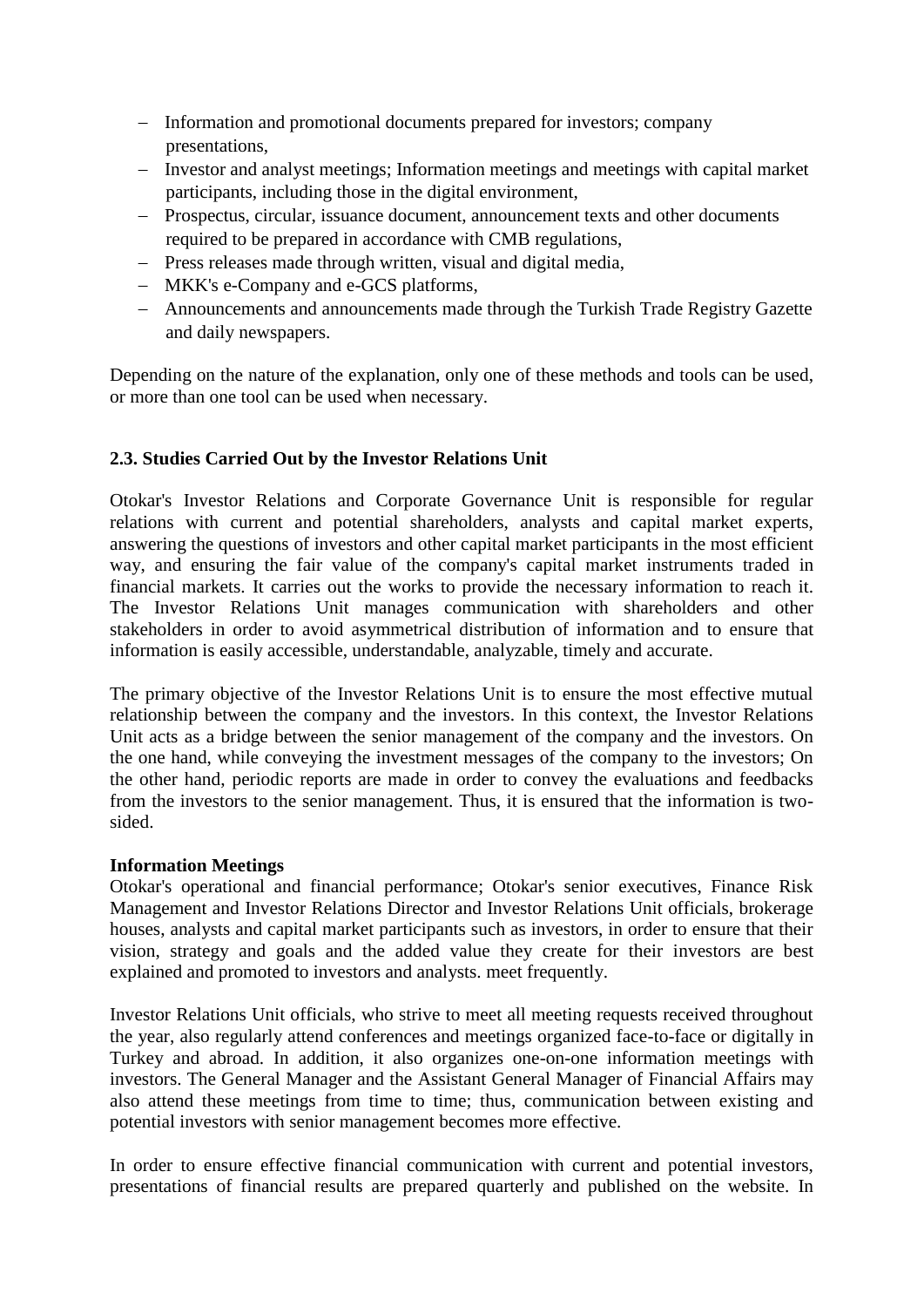- Information and promotional documents prepared for investors; company presentations,
- Investor and analyst meetings; Information meetings and meetings with capital market participants, including those in the digital environment,
- Prospectus, circular, issuance document, announcement texts and other documents required to be prepared in accordance with CMB regulations,
- Press releases made through written, visual and digital media,
- MKK's e-Company and e-GCS platforms,
- Announcements and announcements made through the Turkish Trade Registry Gazette and daily newspapers.

Depending on the nature of the explanation, only one of these methods and tools can be used, or more than one tool can be used when necessary.

### 2.3. Studies Carried Out by the Investor Relations Unit

Otokar's Investor Relations and Corporate Governance Unit is responsible for regular relations with current and potential shareholders, analysts and capital market experts, answering the questions of investors and other capital market participants in the most efficient way, and ensuring the fair value of the company's capital market instruments traded in financial markets. It carries out the works to provide the necessary information to reach it. The Investor Relations Unit manages communication with shareholders and other stakeholders in order to avoid asymmetrical distribution of information and to ensure that information is easily accessible, understandable, analyzable, timely and accurate.

The primary objective of the Investor Relations Unit is to ensure the most effective mutual relationship between the company and the investors. In this context, the Investor Relations Unit acts as a bridge between the senior management of the company and the investors. On the one hand, while conveying the investment messages of the company to the investors; On the other hand, periodic reports are made in order to convey the evaluations and feedbacks from the investors to the senior management. Thus, it is ensured that the information is two-sided.

**Information Meetings**

Otokar's operational and financial performance; Otokar's senior executives, Finance Risk Management and Investor Relations Director and Investor Relations Unit officials, brokerage houses, analysts and capital market participants such as investors, in order to ensure that their vision, strategy and goals and the added value they create for their investors are best explained and promoted to investors and analysts. meet frequently.

Investor Relations Unit officials, who strive to meet all meeting requests received throughout the year, also regularly attend conferences and meetings organized face-to-face or digitally in Turkey and abroad. In addition, it also organizes one-on-one information meetings with investors. The General Manager and the Assistant General Manager of Financial Affairs may also attend these meetings from time to time; thus, communication between existing and potential investors with senior management becomes more effective.

In order to ensure effective financial communication with current and potential investors, presentations of financial results are prepared quarterly and published on the website. In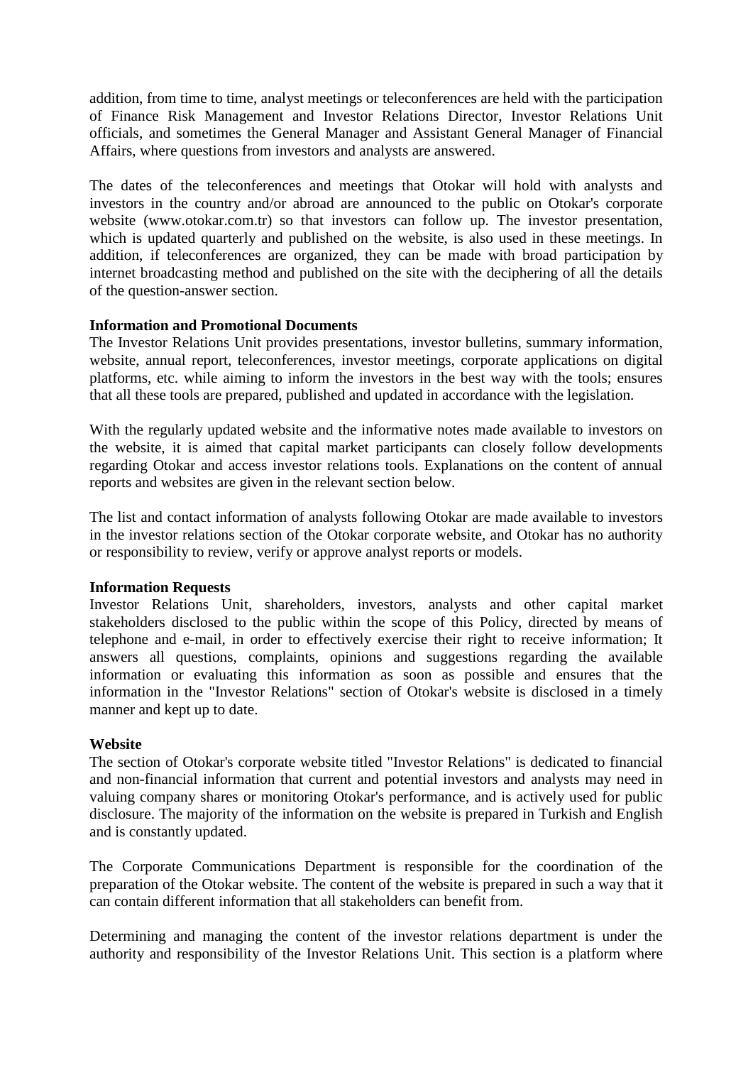addition, from time to time, analyst meetings or teleconferences are held with the participation of Finance Risk Management and Investor Relations Director, Investor Relations Unit officials, and sometimes the General Manager and Assistant General Manager of Financial Affairs, where questions from investors and analysts are answered.

The dates of the teleconferences and meetings that Otokar will hold with analysts and investors in the country and/or abroad are announced to the public on Otokar's corporate website (www.otokar.com.tr) so that investors can follow up. The investor presentation, which is updated quarterly and published on the website, is also used in these meetings. In addition, if teleconferences are organized, they can be made with broad participation by internet broadcasting method and published on the site with the deciphering of all the details of the question-answer section.

**Information and Promotional Documents**
The Investor Relations Unit provides presentations, investor bulletins, summary information, website, annual report, teleconferences, investor meetings, corporate applications on digital platforms, etc. while aiming to inform the investors in the best way with the tools; ensures that all these tools are prepared, published and updated in accordance with the legislation.

With the regularly updated website and the informative notes made available to investors on the website, it is aimed that capital market participants can closely follow developments regarding Otokar and access investor relations tools. Explanations on the content of annual reports and websites are given in the relevant section below.

The list and contact information of analysts following Otokar are made available to investors in the investor relations section of the Otokar corporate website, and Otokar has no authority or responsibility to review, verify or approve analyst reports or models.

**Information Requests**
Investor Relations Unit, shareholders, investors, analysts and other capital market stakeholders disclosed to the public within the scope of this Policy, directed by means of telephone and e-mail, in order to effectively exercise their right to receive information; It answers all questions, complaints, opinions and suggestions regarding the available information or evaluating this information as soon as possible and ensures that the information in the "Investor Relations" section of Otokar's website is disclosed in a timely manner and kept up to date.

**Website**
The section of Otokar's corporate website titled "Investor Relations" is dedicated to financial and non-financial information that current and potential investors and analysts may need in valuing company shares or monitoring Otokar's performance, and is actively used for public disclosure. The majority of the information on the website is prepared in Turkish and English and is constantly updated.

The Corporate Communications Department is responsible for the coordination of the preparation of the Otokar website. The content of the website is prepared in such a way that it can contain different information that all stakeholders can benefit from.

Determining and managing the content of the investor relations department is under the authority and responsibility of the Investor Relations Unit. This section is a platform where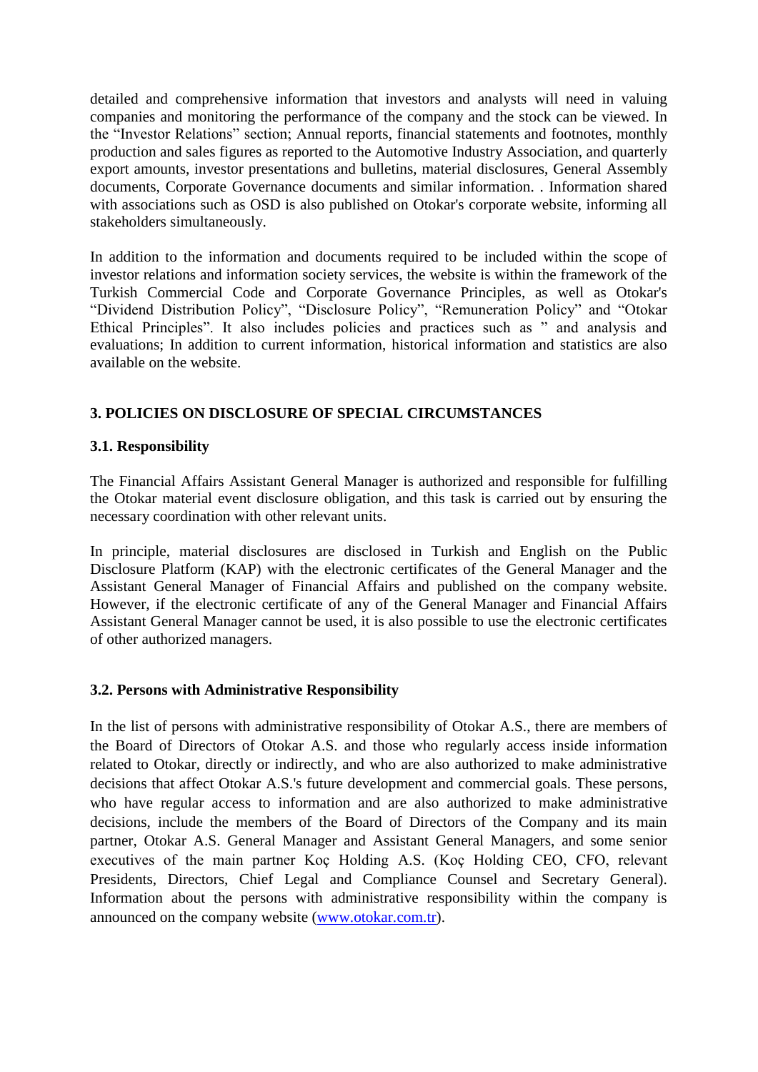detailed and comprehensive information that investors and analysts will need in valuing companies and monitoring the performance of the company and the stock can be viewed. In the "Investor Relations" section; Annual reports, financial statements and footnotes, monthly production and sales figures as reported to the Automotive Industry Association, and quarterly export amounts, investor presentations and bulletins, material disclosures, General Assembly documents, Corporate Governance documents and similar information. . Information shared with associations such as OSD is also published on Otokar's corporate website, informing all stakeholders simultaneously.

In addition to the information and documents required to be included within the scope of investor relations and information society services, the website is within the framework of the Turkish Commercial Code and Corporate Governance Principles, as well as Otokar's "Dividend Distribution Policy", "Disclosure Policy", "Remuneration Policy" and "Otokar Ethical Principles". It also includes policies and practices such as " and analysis and evaluations; In addition to current information, historical information and statistics are also available on the website.

## 3. POLICIES ON DISCLOSURE OF SPECIAL CIRCUMSTANCES

### 3.1. Responsibility

The Financial Affairs Assistant General Manager is authorized and responsible for fulfilling the Otokar material event disclosure obligation, and this task is carried out by ensuring the necessary coordination with other relevant units.

In principle, material disclosures are disclosed in Turkish and English on the Public Disclosure Platform (KAP) with the electronic certificates of the General Manager and the Assistant General Manager of Financial Affairs and published on the company website. However, if the electronic certificate of any of the General Manager and Financial Affairs Assistant General Manager cannot be used, it is also possible to use the electronic certificates of other authorized managers.

### 3.2. Persons with Administrative Responsibility

In the list of persons with administrative responsibility of Otokar A.S., there are members of the Board of Directors of Otokar A.S. and those who regularly access inside information related to Otokar, directly or indirectly, and who are also authorized to make administrative decisions that affect Otokar A.S.'s future development and commercial goals. These persons, who have regular access to information and are also authorized to make administrative decisions, include the members of the Board of Directors of the Company and its main partner, Otokar A.S. General Manager and Assistant General Managers, and some senior executives of the main partner Koç Holding A.S. (Koç Holding CEO, CFO, relevant Presidents, Directors, Chief Legal and Compliance Counsel and Secretary General). Information about the persons with administrative responsibility within the company is announced on the company website (www.otokar.com.tr).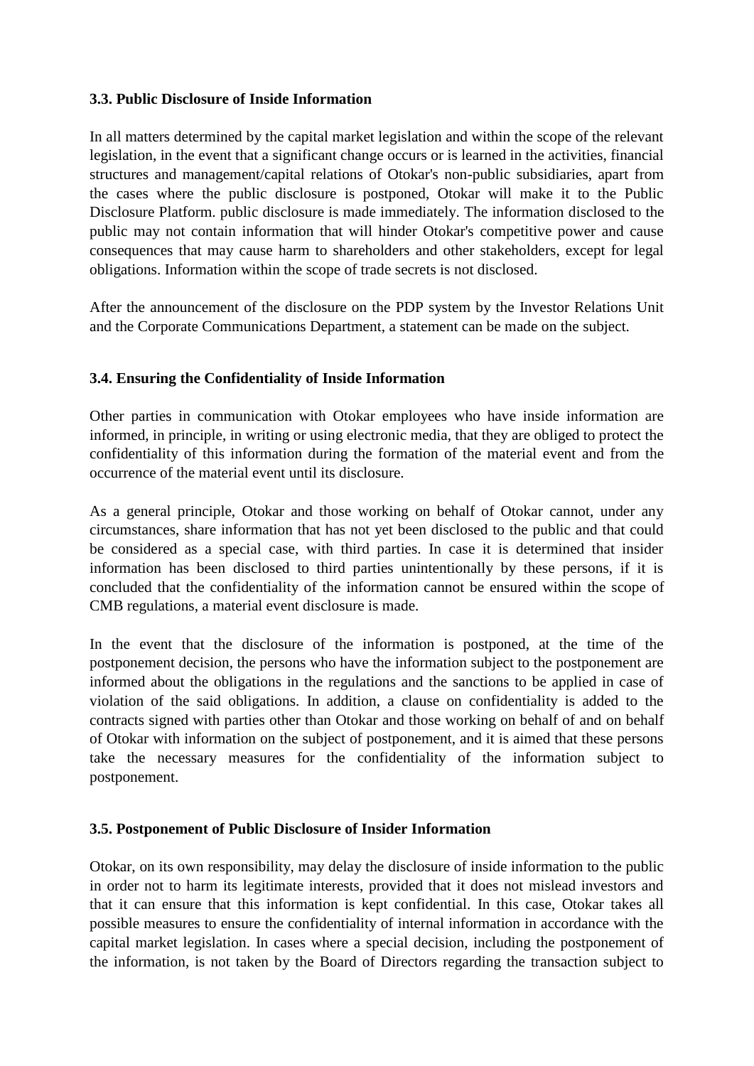### 3.3. Public Disclosure of Inside Information

In all matters determined by the capital market legislation and within the scope of the relevant legislation, in the event that a significant change occurs or is learned in the activities, financial structures and management/capital relations of Otokar's non-public subsidiaries, apart from the cases where the public disclosure is postponed, Otokar will make it to the Public Disclosure Platform. public disclosure is made immediately. The information disclosed to the public may not contain information that will hinder Otokar's competitive power and cause consequences that may cause harm to shareholders and other stakeholders, except for legal obligations. Information within the scope of trade secrets is not disclosed.

After the announcement of the disclosure on the PDP system by the Investor Relations Unit and the Corporate Communications Department, a statement can be made on the subject.

### 3.4. Ensuring the Confidentiality of Inside Information

Other parties in communication with Otokar employees who have inside information are informed, in principle, in writing or using electronic media, that they are obliged to protect the confidentiality of this information during the formation of the material event and from the occurrence of the material event until its disclosure.

As a general principle, Otokar and those working on behalf of Otokar cannot, under any circumstances, share information that has not yet been disclosed to the public and that could be considered as a special case, with third parties. In case it is determined that insider information has been disclosed to third parties unintentionally by these persons, if it is concluded that the confidentiality of the information cannot be ensured within the scope of CMB regulations, a material event disclosure is made.

In the event that the disclosure of the information is postponed, at the time of the postponement decision, the persons who have the information subject to the postponement are informed about the obligations in the regulations and the sanctions to be applied in case of violation of the said obligations. In addition, a clause on confidentiality is added to the contracts signed with parties other than Otokar and those working on behalf of and on behalf of Otokar with information on the subject of postponement, and it is aimed that these persons take the necessary measures for the confidentiality of the information subject to postponement.

### 3.5. Postponement of Public Disclosure of Insider Information

Otokar, on its own responsibility, may delay the disclosure of inside information to the public in order not to harm its legitimate interests, provided that it does not mislead investors and that it can ensure that this information is kept confidential. In this case, Otokar takes all possible measures to ensure the confidentiality of internal information in accordance with the capital market legislation. In cases where a special decision, including the postponement of the information, is not taken by the Board of Directors regarding the transaction subject to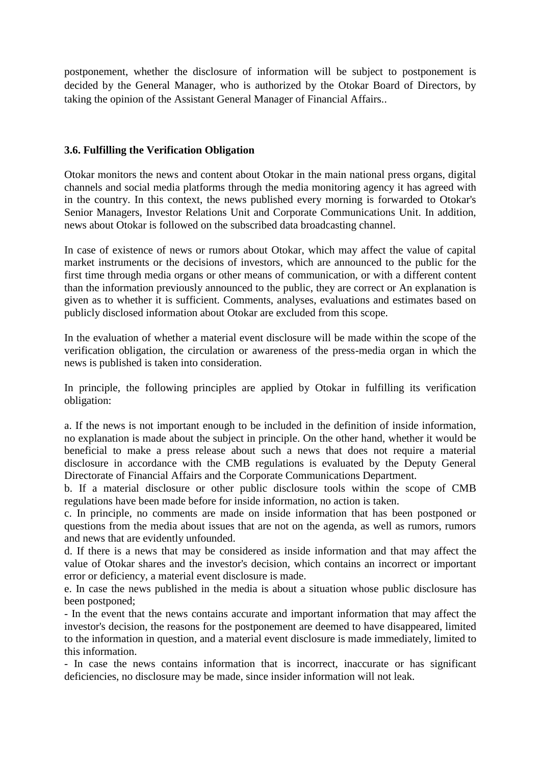postponement, whether the disclosure of information will be subject to postponement is decided by the General Manager, who is authorized by the Otokar Board of Directors, by taking the opinion of the Assistant General Manager of Financial Affairs..

### 3.6. Fulfilling the Verification Obligation

Otokar monitors the news and content about Otokar in the main national press organs, digital channels and social media platforms through the media monitoring agency it has agreed with in the country. In this context, the news published every morning is forwarded to Otokar's Senior Managers, Investor Relations Unit and Corporate Communications Unit. In addition, news about Otokar is followed on the subscribed data broadcasting channel.

In case of existence of news or rumors about Otokar, which may affect the value of capital market instruments or the decisions of investors, which are announced to the public for the first time through media organs or other means of communication, or with a different content than the information previously announced to the public, they are correct or An explanation is given as to whether it is sufficient. Comments, analyses, evaluations and estimates based on publicly disclosed information about Otokar are excluded from this scope.

In the evaluation of whether a material event disclosure will be made within the scope of the verification obligation, the circulation or awareness of the press-media organ in which the news is published is taken into consideration.

In principle, the following principles are applied by Otokar in fulfilling its verification obligation:

a. If the news is not important enough to be included in the definition of inside information, no explanation is made about the subject in principle. On the other hand, whether it would be beneficial to make a press release about such a news that does not require a material disclosure in accordance with the CMB regulations is evaluated by the Deputy General Directorate of Financial Affairs and the Corporate Communications Department.
b. If a material disclosure or other public disclosure tools within the scope of CMB regulations have been made before for inside information, no action is taken.
c. In principle, no comments are made on inside information that has been postponed or questions from the media about issues that are not on the agenda, as well as rumors, rumors and news that are evidently unfounded.
d. If there is a news that may be considered as inside information and that may affect the value of Otokar shares and the investor's decision, which contains an incorrect or important error or deficiency, a material event disclosure is made.
e. In case the news published in the media is about a situation whose public disclosure has been postponed;
- In the event that the news contains accurate and important information that may affect the investor's decision, the reasons for the postponement are deemed to have disappeared, limited to the information in question, and a material event disclosure is made immediately, limited to this information.
- In case the news contains information that is incorrect, inaccurate or has significant deficiencies, no disclosure may be made, since insider information will not leak.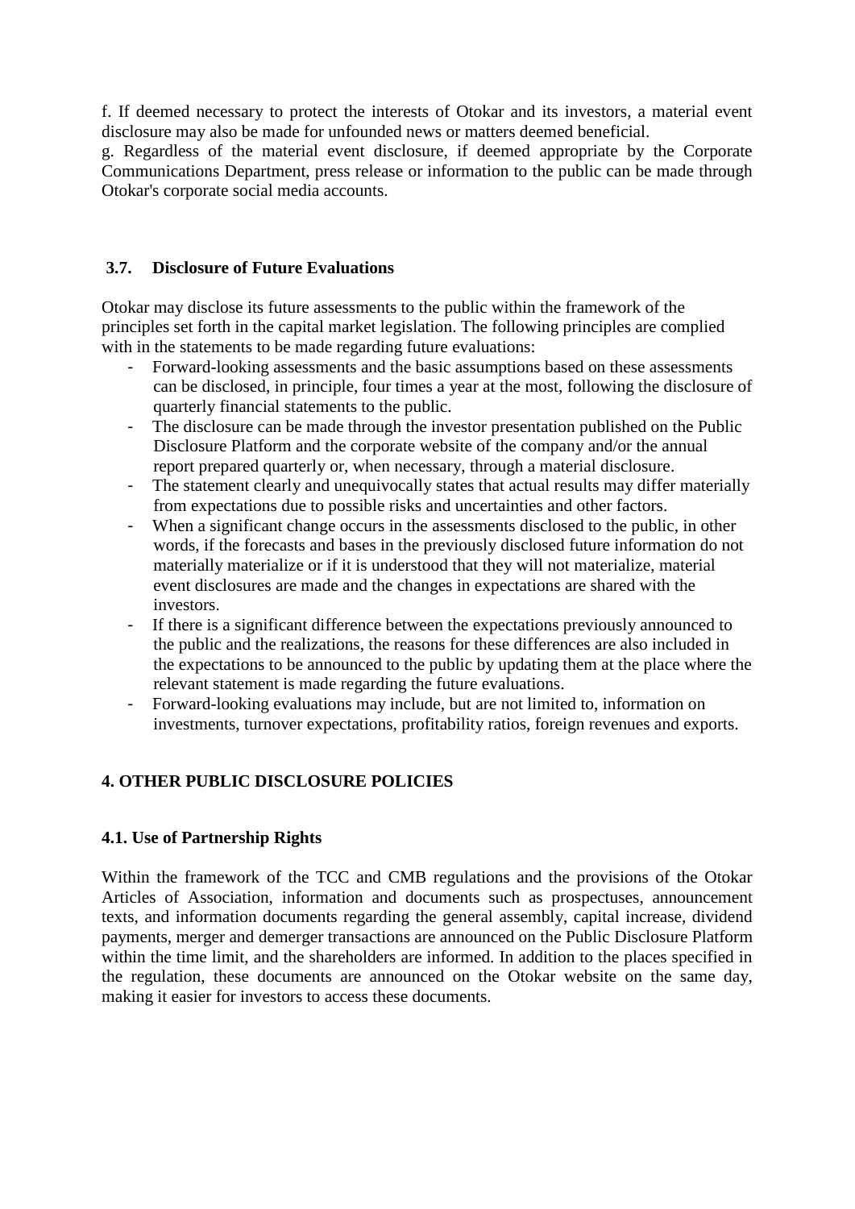f. If deemed necessary to protect the interests of Otokar and its investors, a material event disclosure may also be made for unfounded news or matters deemed beneficial.

g. Regardless of the material event disclosure, if deemed appropriate by the Corporate Communications Department, press release or information to the public can be made through Otokar's corporate social media accounts.

### 3.7. Disclosure of Future Evaluations

Otokar may disclose its future assessments to the public within the framework of the principles set forth in the capital market legislation. The following principles are complied with in the statements to be made regarding future evaluations:

- Forward-looking assessments and the basic assumptions based on these assessments can be disclosed, in principle, four times a year at the most, following the disclosure of quarterly financial statements to the public.
- The disclosure can be made through the investor presentation published on the Public Disclosure Platform and the corporate website of the company and/or the annual report prepared quarterly or, when necessary, through a material disclosure.
- The statement clearly and unequivocally states that actual results may differ materially from expectations due to possible risks and uncertainties and other factors.
- When a significant change occurs in the assessments disclosed to the public, in other words, if the forecasts and bases in the previously disclosed future information do not materially materialize or if it is understood that they will not materialize, material event disclosures are made and the changes in expectations are shared with the investors.
- If there is a significant difference between the expectations previously announced to the public and the realizations, the reasons for these differences are also included in the expectations to be announced to the public by updating them at the place where the relevant statement is made regarding the future evaluations.
- Forward-looking evaluations may include, but are not limited to, information on investments, turnover expectations, profitability ratios, foreign revenues and exports.

## 4. OTHER PUBLIC DISCLOSURE POLICIES

### 4.1. Use of Partnership Rights

Within the framework of the TCC and CMB regulations and the provisions of the Otokar Articles of Association, information and documents such as prospectuses, announcement texts, and information documents regarding the general assembly, capital increase, dividend payments, merger and demerger transactions are announced on the Public Disclosure Platform within the time limit, and the shareholders are informed. In addition to the places specified in the regulation, these documents are announced on the Otokar website on the same day, making it easier for investors to access these documents.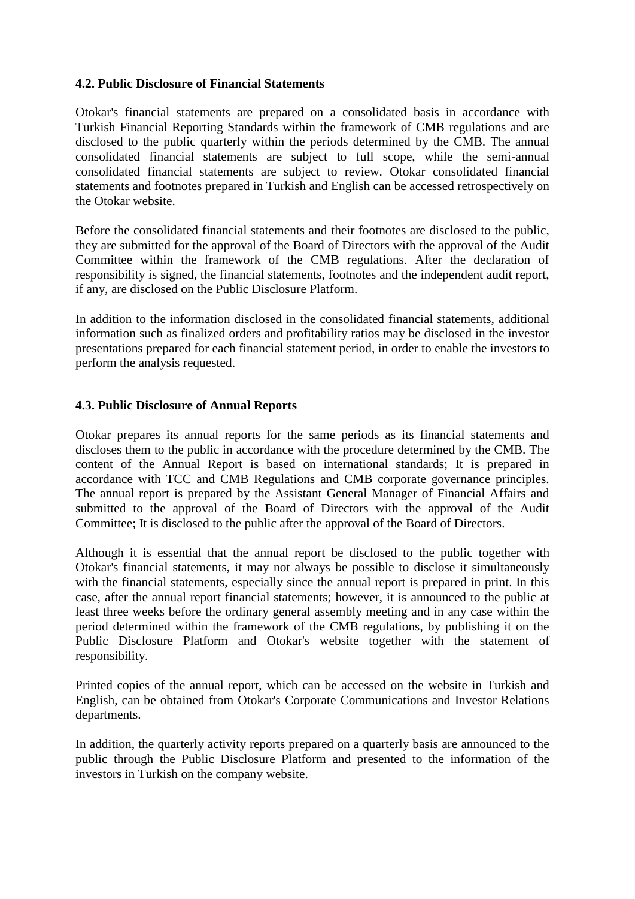### 4.2. Public Disclosure of Financial Statements

Otokar's financial statements are prepared on a consolidated basis in accordance with Turkish Financial Reporting Standards within the framework of CMB regulations and are disclosed to the public quarterly within the periods determined by the CMB. The annual consolidated financial statements are subject to full scope, while the semi-annual consolidated financial statements are subject to review. Otokar consolidated financial statements and footnotes prepared in Turkish and English can be accessed retrospectively on the Otokar website.

Before the consolidated financial statements and their footnotes are disclosed to the public, they are submitted for the approval of the Board of Directors with the approval of the Audit Committee within the framework of the CMB regulations. After the declaration of responsibility is signed, the financial statements, footnotes and the independent audit report, if any, are disclosed on the Public Disclosure Platform.

In addition to the information disclosed in the consolidated financial statements, additional information such as finalized orders and profitability ratios may be disclosed in the investor presentations prepared for each financial statement period, in order to enable the investors to perform the analysis requested.

### 4.3. Public Disclosure of Annual Reports

Otokar prepares its annual reports for the same periods as its financial statements and discloses them to the public in accordance with the procedure determined by the CMB. The content of the Annual Report is based on international standards; It is prepared in accordance with TCC and CMB Regulations and CMB corporate governance principles. The annual report is prepared by the Assistant General Manager of Financial Affairs and submitted to the approval of the Board of Directors with the approval of the Audit Committee; It is disclosed to the public after the approval of the Board of Directors.

Although it is essential that the annual report be disclosed to the public together with Otokar's financial statements, it may not always be possible to disclose it simultaneously with the financial statements, especially since the annual report is prepared in print. In this case, after the annual report financial statements; however, it is announced to the public at least three weeks before the ordinary general assembly meeting and in any case within the period determined within the framework of the CMB regulations, by publishing it on the Public Disclosure Platform and Otokar's website together with the statement of responsibility.

Printed copies of the annual report, which can be accessed on the website in Turkish and English, can be obtained from Otokar's Corporate Communications and Investor Relations departments.

In addition, the quarterly activity reports prepared on a quarterly basis are announced to the public through the Public Disclosure Platform and presented to the information of the investors in Turkish on the company website.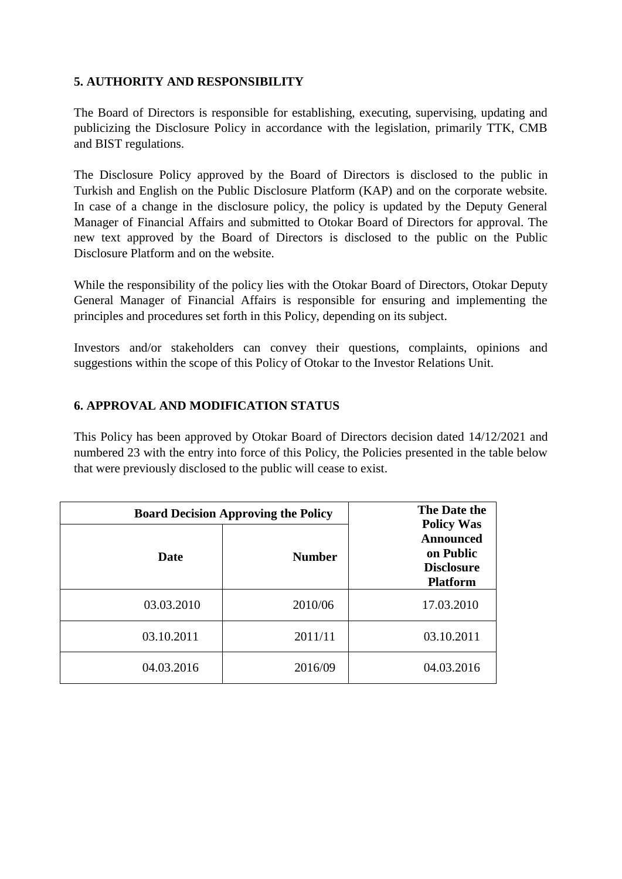## 5. AUTHORITY AND RESPONSIBILITY

The Board of Directors is responsible for establishing, executing, supervising, updating and publicizing the Disclosure Policy in accordance with the legislation, primarily TTK, CMB and BIST regulations.

The Disclosure Policy approved by the Board of Directors is disclosed to the public in Turkish and English on the Public Disclosure Platform (KAP) and on the corporate website. In case of a change in the disclosure policy, the policy is updated by the Deputy General Manager of Financial Affairs and submitted to Otokar Board of Directors for approval. The new text approved by the Board of Directors is disclosed to the public on the Public Disclosure Platform and on the website.

While the responsibility of the policy lies with the Otokar Board of Directors, Otokar Deputy General Manager of Financial Affairs is responsible for ensuring and implementing the principles and procedures set forth in this Policy, depending on its subject.

Investors and/or stakeholders can convey their questions, complaints, opinions and suggestions within the scope of this Policy of Otokar to the Investor Relations Unit.

## 6. APPROVAL AND MODIFICATION STATUS

This Policy has been approved by Otokar Board of Directors decision dated 14/12/2021 and numbered 23 with the entry into force of this Policy, the Policies presented in the table below that were previously disclosed to the public will cease to exist.

| Board Decision Approving the Policy | | The Date the Policy Was Announced on Public Disclosure Platform |
|---|---|---|
| **Date** | **Number** | |
| 03.03.2010 | 2010/06 | 17.03.2010 |
| 03.10.2011 | 2011/11 | 03.10.2011 |
| 04.03.2016 | 2016/09 | 04.03.2016 |